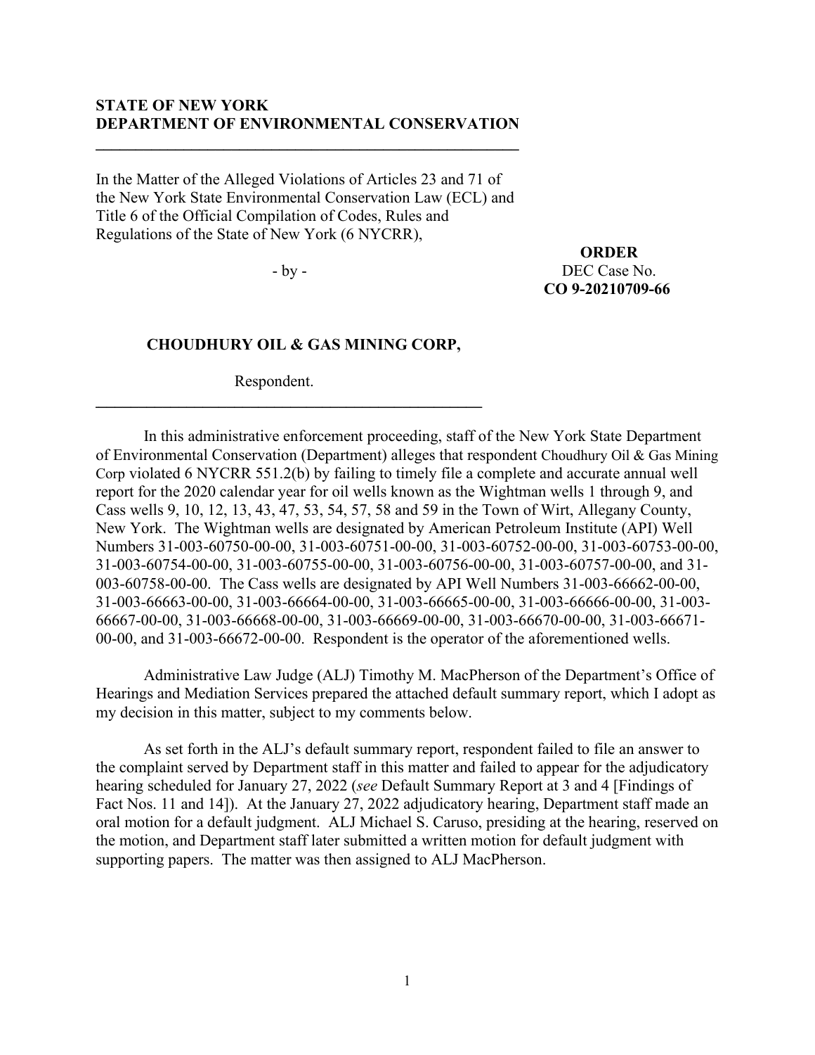**STATE OF NEW YORK**
**DEPARTMENT OF ENVIRONMENTAL CONSERVATION**

---

In the Matter of the Alleged Violations of Articles 23 and 71 of the New York State Environmental Conservation Law (ECL) and Title 6 of the Official Compilation of Codes, Rules and Regulations of the State of New York (6 NYCRR),

- by -

**CHOUDHURY OIL & GAS MINING CORP,**

Respondent.

---

**ORDER**
DEC Case No.
**CO 9-20210709-66**

In this administrative enforcement proceeding, staff of the New York State Department of Environmental Conservation (Department) alleges that respondent Choudhury Oil & Gas Mining Corp violated 6 NYCRR 551.2(b) by failing to timely file a complete and accurate annual well report for the 2020 calendar year for oil wells known as the Wightman wells 1 through 9, and Cass wells 9, 10, 12, 13, 43, 47, 53, 54, 57, 58 and 59 in the Town of Wirt, Allegany County, New York. The Wightman wells are designated by American Petroleum Institute (API) Well Numbers 31-003-60750-00-00, 31-003-60751-00-00, 31-003-60752-00-00, 31-003-60753-00-00, 31-003-60754-00-00, 31-003-60755-00-00, 31-003-60756-00-00, 31-003-60757-00-00, and 31-003-60758-00-00. The Cass wells are designated by API Well Numbers 31-003-66662-00-00, 31-003-66663-00-00, 31-003-66664-00-00, 31-003-66665-00-00, 31-003-66666-00-00, 31-003-66667-00-00, 31-003-66668-00-00, 31-003-66669-00-00, 31-003-66670-00-00, 31-003-66671-00-00, and 31-003-66672-00-00. Respondent is the operator of the aforementioned wells.

Administrative Law Judge (ALJ) Timothy M. MacPherson of the Department's Office of Hearings and Mediation Services prepared the attached default summary report, which I adopt as my decision in this matter, subject to my comments below.

As set forth in the ALJ's default summary report, respondent failed to file an answer to the complaint served by Department staff in this matter and failed to appear for the adjudicatory hearing scheduled for January 27, 2022 (*see* Default Summary Report at 3 and 4 [Findings of Fact Nos. 11 and 14]). At the January 27, 2022 adjudicatory hearing, Department staff made an oral motion for a default judgment. ALJ Michael S. Caruso, presiding at the hearing, reserved on the motion, and Department staff later submitted a written motion for default judgment with supporting papers. The matter was then assigned to ALJ MacPherson.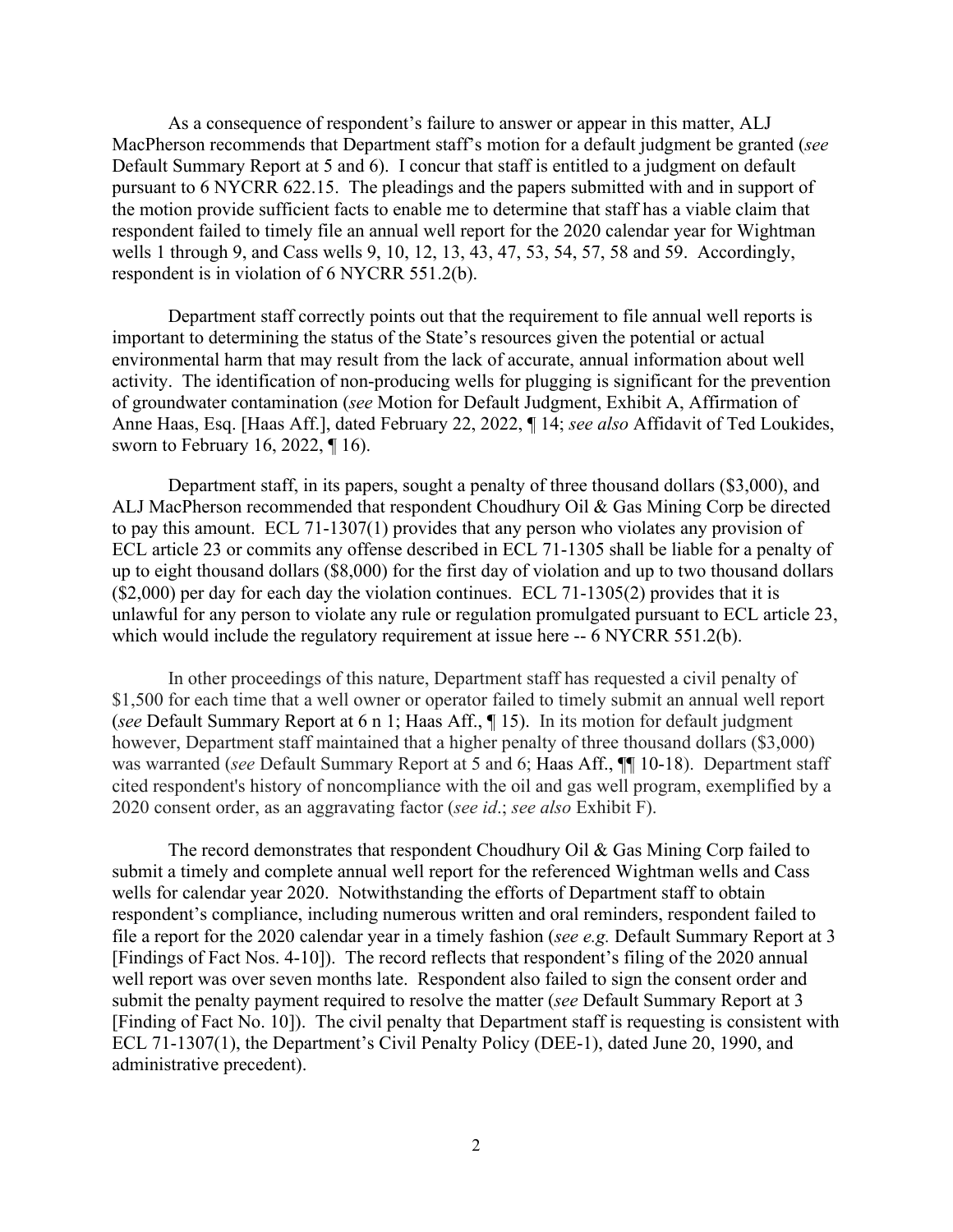As a consequence of respondent's failure to answer or appear in this matter, ALJ MacPherson recommends that Department staff's motion for a default judgment be granted (*see* Default Summary Report at 5 and 6). I concur that staff is entitled to a judgment on default pursuant to 6 NYCRR 622.15. The pleadings and the papers submitted with and in support of the motion provide sufficient facts to enable me to determine that staff has a viable claim that respondent failed to timely file an annual well report for the 2020 calendar year for Wightman wells 1 through 9, and Cass wells 9, 10, 12, 13, 43, 47, 53, 54, 57, 58 and 59. Accordingly, respondent is in violation of 6 NYCRR 551.2(b).

Department staff correctly points out that the requirement to file annual well reports is important to determining the status of the State's resources given the potential or actual environmental harm that may result from the lack of accurate, annual information about well activity. The identification of non-producing wells for plugging is significant for the prevention of groundwater contamination (*see* Motion for Default Judgment, Exhibit A, Affirmation of Anne Haas, Esq. [Haas Aff.], dated February 22, 2022, ¶ 14; *see also* Affidavit of Ted Loukides, sworn to February 16, 2022, ¶ 16).

Department staff, in its papers, sought a penalty of three thousand dollars ($3,000), and ALJ MacPherson recommended that respondent Choudhury Oil & Gas Mining Corp be directed to pay this amount. ECL 71-1307(1) provides that any person who violates any provision of ECL article 23 or commits any offense described in ECL 71-1305 shall be liable for a penalty of up to eight thousand dollars ($8,000) for the first day of violation and up to two thousand dollars ($2,000) per day for each day the violation continues. ECL 71-1305(2) provides that it is unlawful for any person to violate any rule or regulation promulgated pursuant to ECL article 23, which would include the regulatory requirement at issue here -- 6 NYCRR 551.2(b).

In other proceedings of this nature, Department staff has requested a civil penalty of $1,500 for each time that a well owner or operator failed to timely submit an annual well report (*see* Default Summary Report at 6 n 1; Haas Aff., ¶ 15). In its motion for default judgment however, Department staff maintained that a higher penalty of three thousand dollars ($3,000) was warranted (*see* Default Summary Report at 5 and 6; Haas Aff., ¶¶ 10-18). Department staff cited respondent's history of noncompliance with the oil and gas well program, exemplified by a 2020 consent order, as an aggravating factor (*see id*.; *see also* Exhibit F).

The record demonstrates that respondent Choudhury Oil & Gas Mining Corp failed to submit a timely and complete annual well report for the referenced Wightman wells and Cass wells for calendar year 2020. Notwithstanding the efforts of Department staff to obtain respondent's compliance, including numerous written and oral reminders, respondent failed to file a report for the 2020 calendar year in a timely fashion (*see e.g.* Default Summary Report at 3 [Findings of Fact Nos. 4-10]). The record reflects that respondent's filing of the 2020 annual well report was over seven months late. Respondent also failed to sign the consent order and submit the penalty payment required to resolve the matter (*see* Default Summary Report at 3 [Finding of Fact No. 10]). The civil penalty that Department staff is requesting is consistent with ECL 71-1307(1), the Department's Civil Penalty Policy (DEE-1), dated June 20, 1990, and administrative precedent).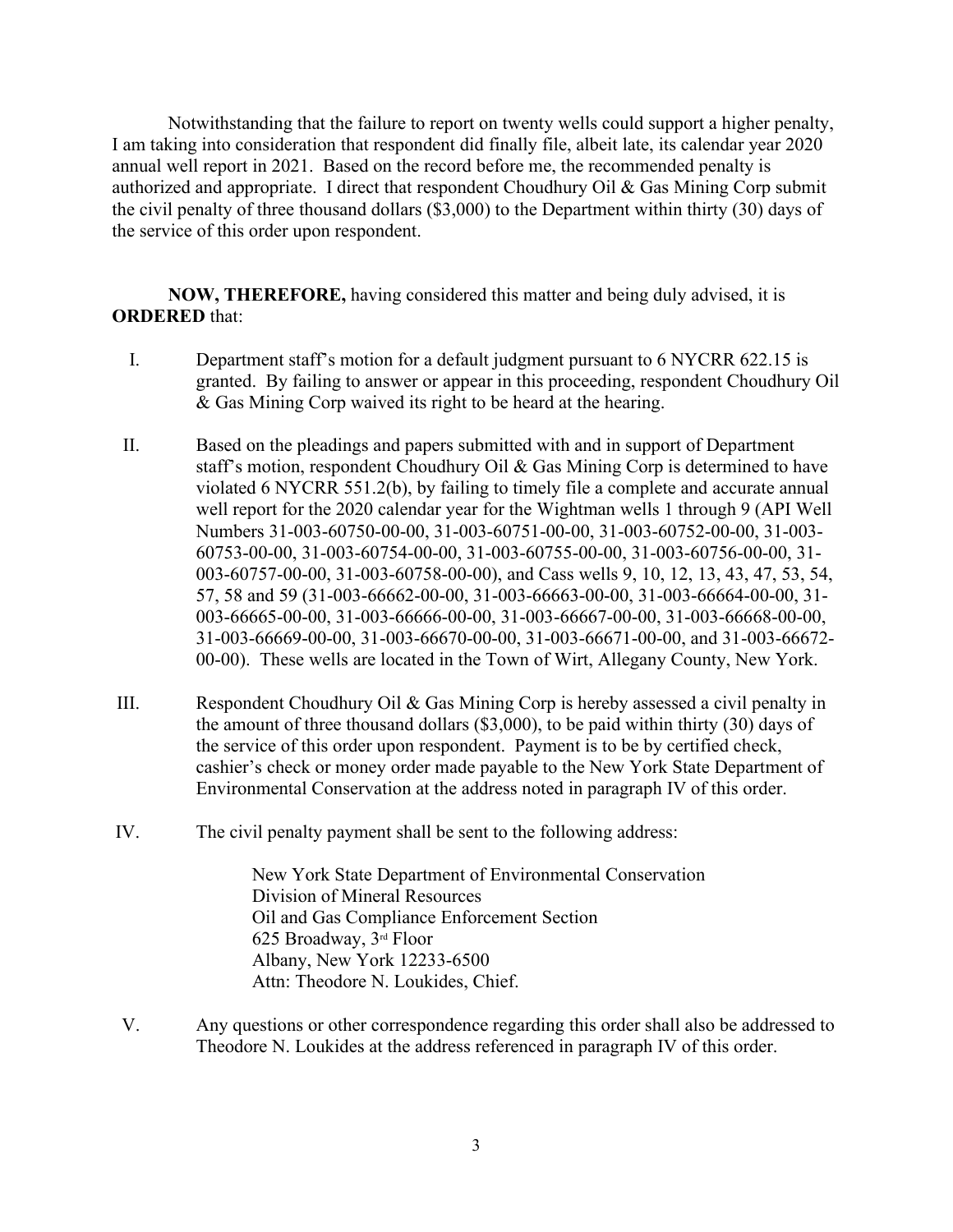Notwithstanding that the failure to report on twenty wells could support a higher penalty, I am taking into consideration that respondent did finally file, albeit late, its calendar year 2020 annual well report in 2021. Based on the record before me, the recommended penalty is authorized and appropriate. I direct that respondent Choudhury Oil & Gas Mining Corp submit the civil penalty of three thousand dollars ($3,000) to the Department within thirty (30) days of the service of this order upon respondent.

**NOW, THEREFORE,** having considered this matter and being duly advised, it is **ORDERED** that:

I. Department staff's motion for a default judgment pursuant to 6 NYCRR 622.15 is granted. By failing to answer or appear in this proceeding, respondent Choudhury Oil & Gas Mining Corp waived its right to be heard at the hearing.

II. Based on the pleadings and papers submitted with and in support of Department staff's motion, respondent Choudhury Oil & Gas Mining Corp is determined to have violated 6 NYCRR 551.2(b), by failing to timely file a complete and accurate annual well report for the 2020 calendar year for the Wightman wells 1 through 9 (API Well Numbers 31-003-60750-00-00, 31-003-60751-00-00, 31-003-60752-00-00, 31-003-60753-00-00, 31-003-60754-00-00, 31-003-60755-00-00, 31-003-60756-00-00, 31-003-60757-00-00, 31-003-60758-00-00), and Cass wells 9, 10, 12, 13, 43, 47, 53, 54, 57, 58 and 59 (31-003-66662-00-00, 31-003-66663-00-00, 31-003-66664-00-00, 31-003-66665-00-00, 31-003-66666-00-00, 31-003-66667-00-00, 31-003-66668-00-00, 31-003-66669-00-00, 31-003-66670-00-00, 31-003-66671-00-00, and 31-003-66672-00-00). These wells are located in the Town of Wirt, Allegany County, New York.

III. Respondent Choudhury Oil & Gas Mining Corp is hereby assessed a civil penalty in the amount of three thousand dollars ($3,000), to be paid within thirty (30) days of the service of this order upon respondent. Payment is to be by certified check, cashier's check or money order made payable to the New York State Department of Environmental Conservation at the address noted in paragraph IV of this order.

IV. The civil penalty payment shall be sent to the following address:

New York State Department of Environmental Conservation
Division of Mineral Resources
Oil and Gas Compliance Enforcement Section
625 Broadway, 3rd Floor
Albany, New York 12233-6500
Attn: Theodore N. Loukides, Chief.

V. Any questions or other correspondence regarding this order shall also be addressed to Theodore N. Loukides at the address referenced in paragraph IV of this order.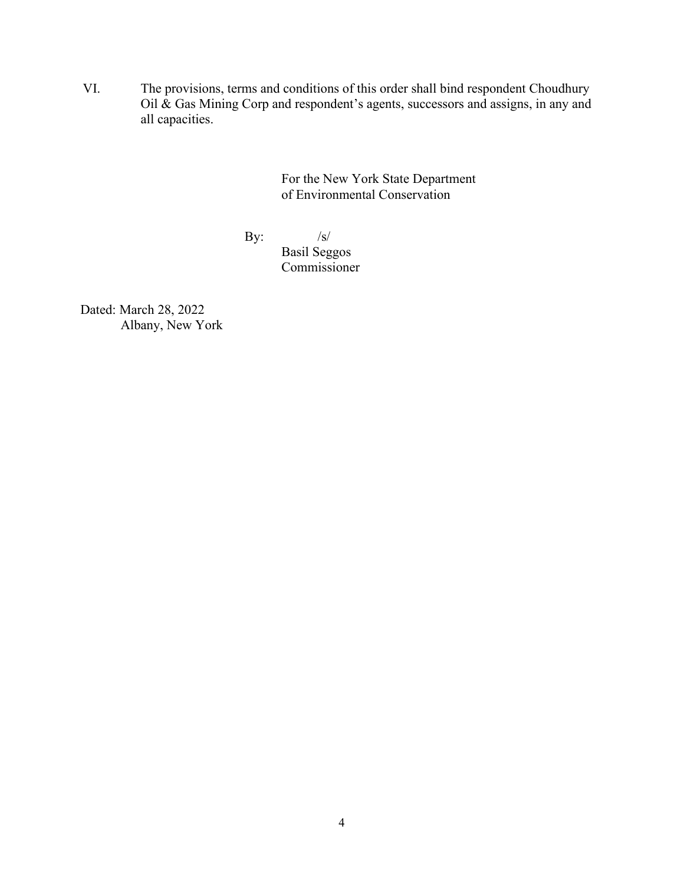VI. The provisions, terms and conditions of this order shall bind respondent Choudhury Oil & Gas Mining Corp and respondent's agents, successors and assigns, in any and all capacities.

For the New York State Department of Environmental Conservation

By: /s/
Basil Seggos
Commissioner

Dated: March 28, 2022
Albany, New York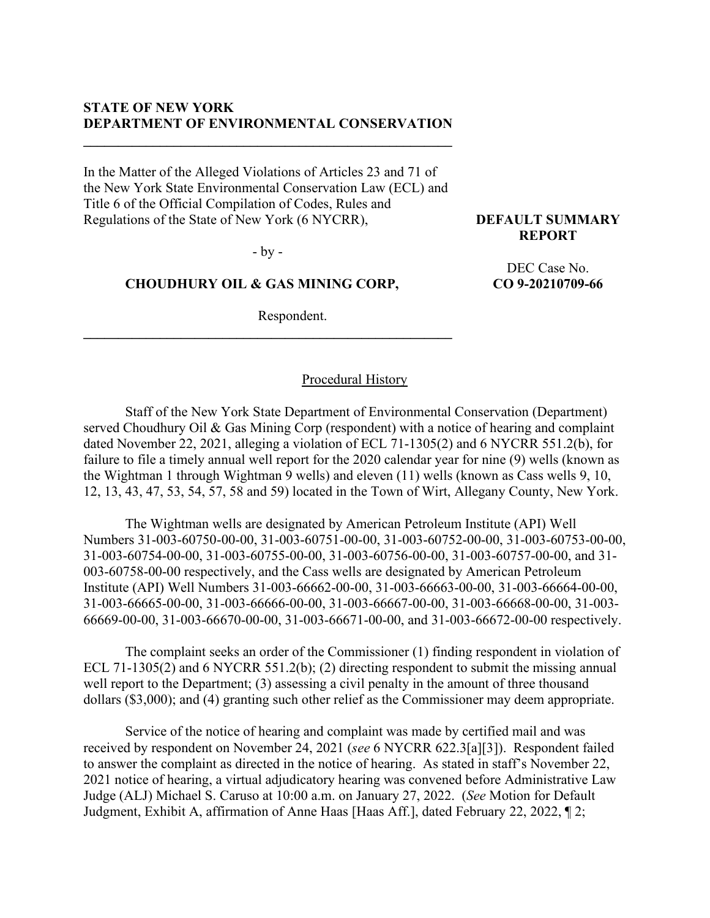**STATE OF NEW YORK**
**DEPARTMENT OF ENVIRONMENTAL CONSERVATION**

---

In the Matter of the Alleged Violations of Articles 23 and 71 of the New York State Environmental Conservation Law (ECL) and Title 6 of the Official Compilation of Codes, Rules and Regulations of the State of New York (6 NYCRR),

- by -

**CHOUDHURY OIL & GAS MINING CORP,**

Respondent.

---

**DEFAULT SUMMARY REPORT**

DEC Case No.
**CO 9-20210709-66**

Procedural History

Staff of the New York State Department of Environmental Conservation (Department) served Choudhury Oil & Gas Mining Corp (respondent) with a notice of hearing and complaint dated November 22, 2021, alleging a violation of ECL 71-1305(2) and 6 NYCRR 551.2(b), for failure to file a timely annual well report for the 2020 calendar year for nine (9) wells (known as the Wightman 1 through Wightman 9 wells) and eleven (11) wells (known as Cass wells 9, 10, 12, 13, 43, 47, 53, 54, 57, 58 and 59) located in the Town of Wirt, Allegany County, New York.

The Wightman wells are designated by American Petroleum Institute (API) Well Numbers 31-003-60750-00-00, 31-003-60751-00-00, 31-003-60752-00-00, 31-003-60753-00-00, 31-003-60754-00-00, 31-003-60755-00-00, 31-003-60756-00-00, 31-003-60757-00-00, and 31-003-60758-00-00 respectively, and the Cass wells are designated by American Petroleum Institute (API) Well Numbers 31-003-66662-00-00, 31-003-66663-00-00, 31-003-66664-00-00, 31-003-66665-00-00, 31-003-66666-00-00, 31-003-66667-00-00, 31-003-66668-00-00, 31-003-66669-00-00, 31-003-66670-00-00, 31-003-66671-00-00, and 31-003-66672-00-00 respectively.

The complaint seeks an order of the Commissioner (1) finding respondent in violation of ECL 71-1305(2) and 6 NYCRR 551.2(b); (2) directing respondent to submit the missing annual well report to the Department; (3) assessing a civil penalty in the amount of three thousand dollars ($3,000); and (4) granting such other relief as the Commissioner may deem appropriate.

Service of the notice of hearing and complaint was made by certified mail and was received by respondent on November 24, 2021 (*see* 6 NYCRR 622.3[a][3]). Respondent failed to answer the complaint as directed in the notice of hearing. As stated in staff's November 22, 2021 notice of hearing, a virtual adjudicatory hearing was convened before Administrative Law Judge (ALJ) Michael S. Caruso at 10:00 a.m. on January 27, 2022. (*See* Motion for Default Judgment, Exhibit A, affirmation of Anne Haas [Haas Aff.], dated February 22, 2022, ¶ 2;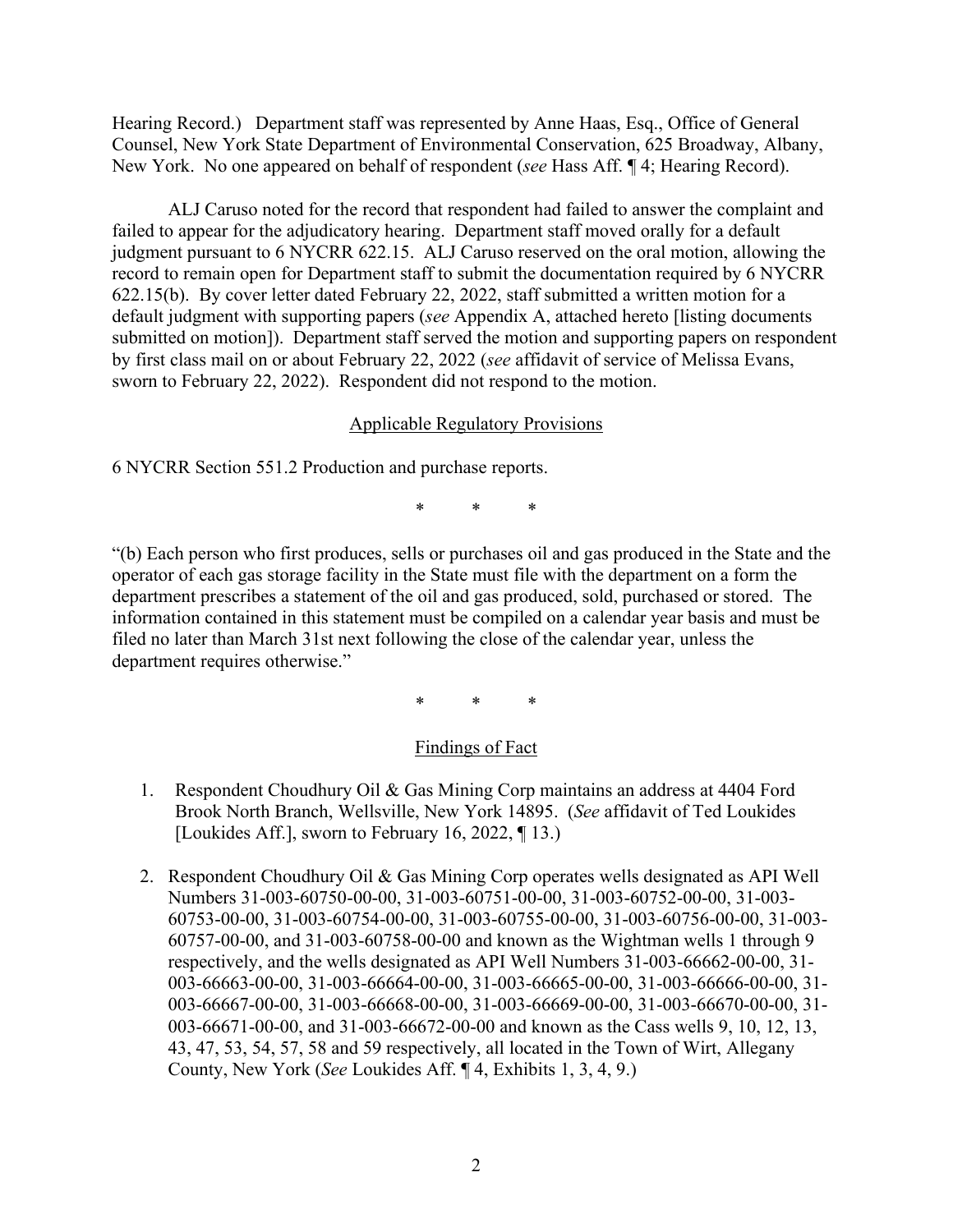Hearing Record.) Department staff was represented by Anne Haas, Esq., Office of General Counsel, New York State Department of Environmental Conservation, 625 Broadway, Albany, New York. No one appeared on behalf of respondent (*see* Hass Aff. ¶ 4; Hearing Record).

ALJ Caruso noted for the record that respondent had failed to answer the complaint and failed to appear for the adjudicatory hearing. Department staff moved orally for a default judgment pursuant to 6 NYCRR 622.15. ALJ Caruso reserved on the oral motion, allowing the record to remain open for Department staff to submit the documentation required by 6 NYCRR 622.15(b). By cover letter dated February 22, 2022, staff submitted a written motion for a default judgment with supporting papers (*see* Appendix A, attached hereto [listing documents submitted on motion]). Department staff served the motion and supporting papers on respondent by first class mail on or about February 22, 2022 (*see* affidavit of service of Melissa Evans, sworn to February 22, 2022). Respondent did not respond to the motion.

## Applicable Regulatory Provisions

6 NYCRR Section 551.2 Production and purchase reports.

\* \* \*

"(b) Each person who first produces, sells or purchases oil and gas produced in the State and the operator of each gas storage facility in the State must file with the department on a form the department prescribes a statement of the oil and gas produced, sold, purchased or stored. The information contained in this statement must be compiled on a calendar year basis and must be filed no later than March 31st next following the close of the calendar year, unless the department requires otherwise."

\* \* \*

## Findings of Fact

1. Respondent Choudhury Oil & Gas Mining Corp maintains an address at 4404 Ford Brook North Branch, Wellsville, New York 14895. (*See* affidavit of Ted Loukides [Loukides Aff.], sworn to February 16, 2022, ¶ 13.)

2. Respondent Choudhury Oil & Gas Mining Corp operates wells designated as API Well Numbers 31-003-60750-00-00, 31-003-60751-00-00, 31-003-60752-00-00, 31-003-60753-00-00, 31-003-60754-00-00, 31-003-60755-00-00, 31-003-60756-00-00, 31-003-60757-00-00, and 31-003-60758-00-00 and known as the Wightman wells 1 through 9 respectively, and the wells designated as API Well Numbers 31-003-66662-00-00, 31-003-66663-00-00, 31-003-66664-00-00, 31-003-66665-00-00, 31-003-66666-00-00, 31-003-66667-00-00, 31-003-66668-00-00, 31-003-66669-00-00, 31-003-66670-00-00, 31-003-66671-00-00, and 31-003-66672-00-00 and known as the Cass wells 9, 10, 12, 13, 43, 47, 53, 54, 57, 58 and 59 respectively, all located in the Town of Wirt, Allegany County, New York (*See* Loukides Aff. ¶ 4, Exhibits 1, 3, 4, 9.)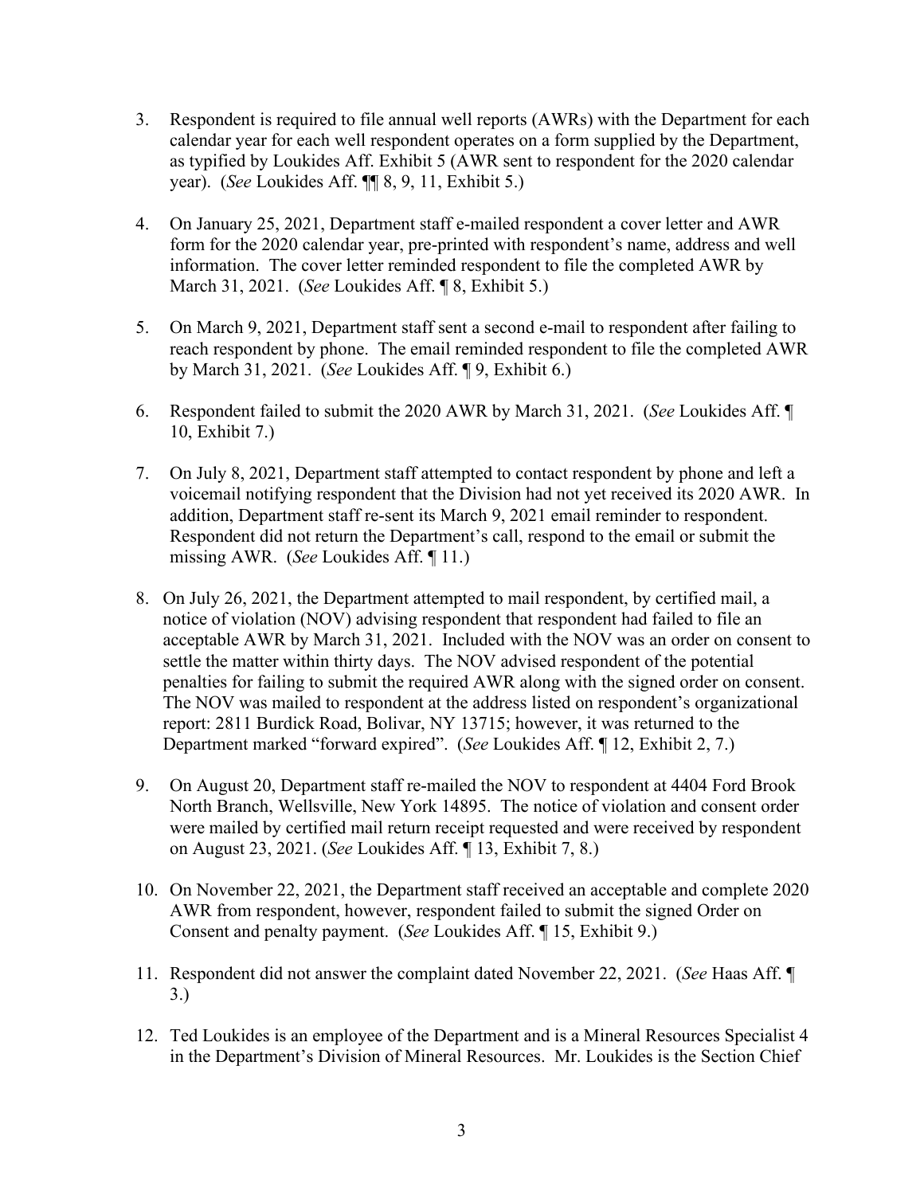3. Respondent is required to file annual well reports (AWRs) with the Department for each calendar year for each well respondent operates on a form supplied by the Department, as typified by Loukides Aff. Exhibit 5 (AWR sent to respondent for the 2020 calendar year). (*See* Loukides Aff. ¶¶ 8, 9, 11, Exhibit 5.)

4. On January 25, 2021, Department staff e-mailed respondent a cover letter and AWR form for the 2020 calendar year, pre-printed with respondent's name, address and well information. The cover letter reminded respondent to file the completed AWR by March 31, 2021. (*See* Loukides Aff. ¶ 8, Exhibit 5.)

5. On March 9, 2021, Department staff sent a second e-mail to respondent after failing to reach respondent by phone. The email reminded respondent to file the completed AWR by March 31, 2021. (*See* Loukides Aff. ¶ 9, Exhibit 6.)

6. Respondent failed to submit the 2020 AWR by March 31, 2021. (*See* Loukides Aff. ¶ 10, Exhibit 7.)

7. On July 8, 2021, Department staff attempted to contact respondent by phone and left a voicemail notifying respondent that the Division had not yet received its 2020 AWR. In addition, Department staff re-sent its March 9, 2021 email reminder to respondent. Respondent did not return the Department's call, respond to the email or submit the missing AWR. (*See* Loukides Aff. ¶ 11.)

8. On July 26, 2021, the Department attempted to mail respondent, by certified mail, a notice of violation (NOV) advising respondent that respondent had failed to file an acceptable AWR by March 31, 2021. Included with the NOV was an order on consent to settle the matter within thirty days. The NOV advised respondent of the potential penalties for failing to submit the required AWR along with the signed order on consent. The NOV was mailed to respondent at the address listed on respondent's organizational report: 2811 Burdick Road, Bolivar, NY 13715; however, it was returned to the Department marked "forward expired". (*See* Loukides Aff. ¶ 12, Exhibit 2, 7.)

9. On August 20, Department staff re-mailed the NOV to respondent at 4404 Ford Brook North Branch, Wellsville, New York 14895. The notice of violation and consent order were mailed by certified mail return receipt requested and were received by respondent on August 23, 2021. (*See* Loukides Aff. ¶ 13, Exhibit 7, 8.)

10. On November 22, 2021, the Department staff received an acceptable and complete 2020 AWR from respondent, however, respondent failed to submit the signed Order on Consent and penalty payment. (*See* Loukides Aff. ¶ 15, Exhibit 9.)

11. Respondent did not answer the complaint dated November 22, 2021. (*See* Haas Aff. ¶ 3.)

12. Ted Loukides is an employee of the Department and is a Mineral Resources Specialist 4 in the Department's Division of Mineral Resources. Mr. Loukides is the Section Chief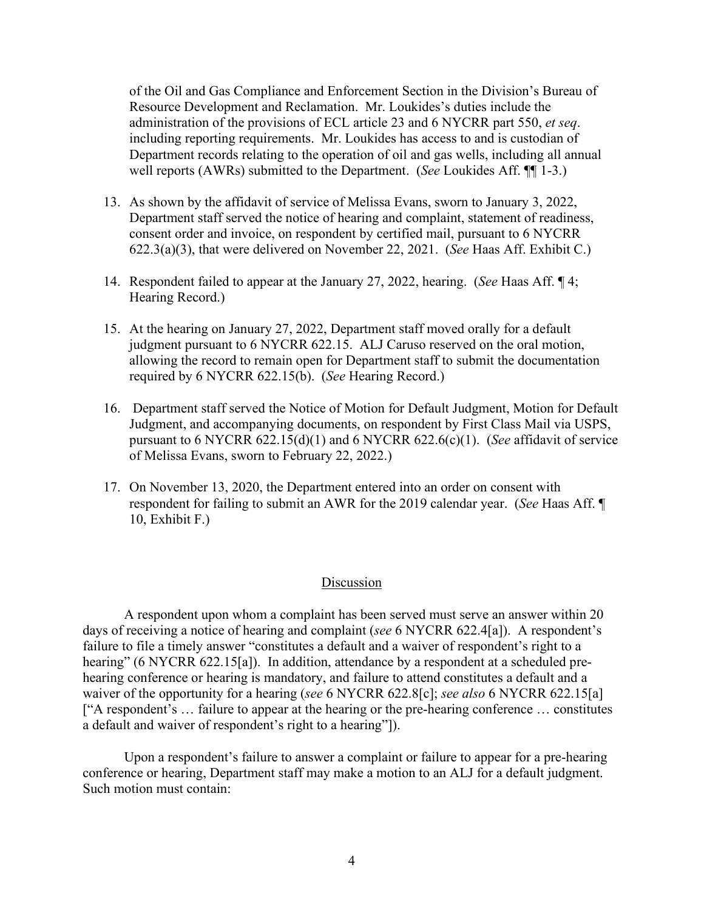of the Oil and Gas Compliance and Enforcement Section in the Division's Bureau of Resource Development and Reclamation. Mr. Loukides's duties include the administration of the provisions of ECL article 23 and 6 NYCRR part 550, *et seq*. including reporting requirements. Mr. Loukides has access to and is custodian of Department records relating to the operation of oil and gas wells, including all annual well reports (AWRs) submitted to the Department. (*See* Loukides Aff. ¶¶ 1-3.)

13. As shown by the affidavit of service of Melissa Evans, sworn to January 3, 2022, Department staff served the notice of hearing and complaint, statement of readiness, consent order and invoice, on respondent by certified mail, pursuant to 6 NYCRR 622.3(a)(3), that were delivered on November 22, 2021. (*See* Haas Aff. Exhibit C.)

14. Respondent failed to appear at the January 27, 2022, hearing. (*See* Haas Aff. ¶ 4; Hearing Record.)

15. At the hearing on January 27, 2022, Department staff moved orally for a default judgment pursuant to 6 NYCRR 622.15. ALJ Caruso reserved on the oral motion, allowing the record to remain open for Department staff to submit the documentation required by 6 NYCRR 622.15(b). (*See* Hearing Record.)

16. Department staff served the Notice of Motion for Default Judgment, Motion for Default Judgment, and accompanying documents, on respondent by First Class Mail via USPS, pursuant to 6 NYCRR 622.15(d)(1) and 6 NYCRR 622.6(c)(1). (*See* affidavit of service of Melissa Evans, sworn to February 22, 2022.)

17. On November 13, 2020, the Department entered into an order on consent with respondent for failing to submit an AWR for the 2019 calendar year. (*See* Haas Aff. ¶ 10, Exhibit F.)

## Discussion

A respondent upon whom a complaint has been served must serve an answer within 20 days of receiving a notice of hearing and complaint (*see* 6 NYCRR 622.4[a]). A respondent's failure to file a timely answer "constitutes a default and a waiver of respondent's right to a hearing" (6 NYCRR 622.15[a]). In addition, attendance by a respondent at a scheduled pre-hearing conference or hearing is mandatory, and failure to attend constitutes a default and a waiver of the opportunity for a hearing (*see* 6 NYCRR 622.8[c]; *see also* 6 NYCRR 622.15[a] ["A respondent's … failure to appear at the hearing or the pre-hearing conference … constitutes a default and waiver of respondent's right to a hearing"]).

Upon a respondent's failure to answer a complaint or failure to appear for a pre-hearing conference or hearing, Department staff may make a motion to an ALJ for a default judgment. Such motion must contain: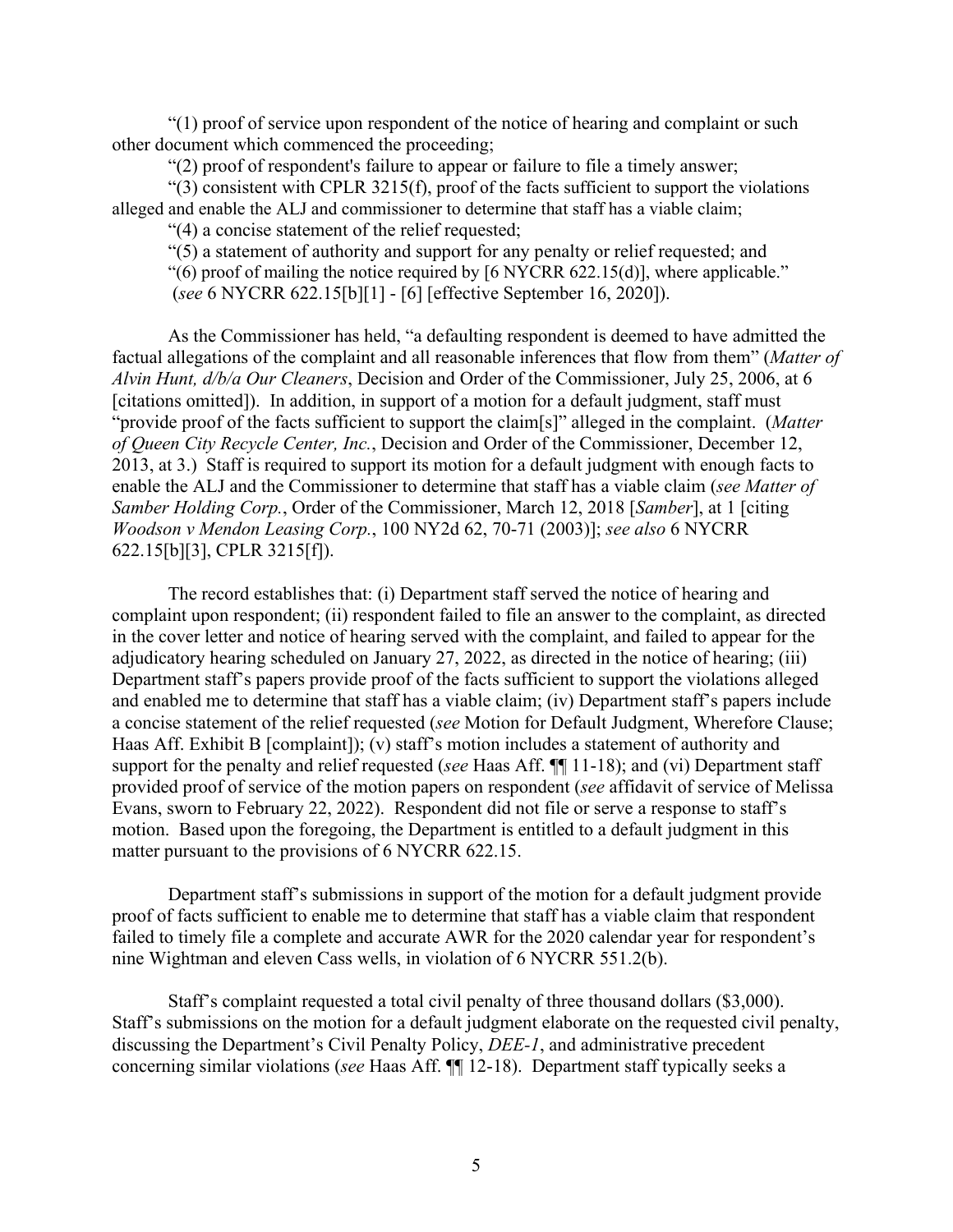"(1) proof of service upon respondent of the notice of hearing and complaint or such other document which commenced the proceeding;

"(2) proof of respondent's failure to appear or failure to file a timely answer;

"(3) consistent with CPLR 3215(f), proof of the facts sufficient to support the violations alleged and enable the ALJ and commissioner to determine that staff has a viable claim;

"(4) a concise statement of the relief requested;

"(5) a statement of authority and support for any penalty or relief requested; and

"(6) proof of mailing the notice required by [6 NYCRR 622.15(d)], where applicable." (*see* 6 NYCRR 622.15[b][1] - [6] [effective September 16, 2020]).

As the Commissioner has held, "a defaulting respondent is deemed to have admitted the factual allegations of the complaint and all reasonable inferences that flow from them" (*Matter of Alvin Hunt, d/b/a Our Cleaners*, Decision and Order of the Commissioner, July 25, 2006, at 6 [citations omitted]). In addition, in support of a motion for a default judgment, staff must "provide proof of the facts sufficient to support the claim[s]" alleged in the complaint. (*Matter of Queen City Recycle Center, Inc.*, Decision and Order of the Commissioner, December 12, 2013, at 3.) Staff is required to support its motion for a default judgment with enough facts to enable the ALJ and the Commissioner to determine that staff has a viable claim (*see Matter of Samber Holding Corp.*, Order of the Commissioner, March 12, 2018 [*Samber*], at 1 [citing *Woodson v Mendon Leasing Corp.*, 100 NY2d 62, 70-71 (2003)]; *see also* 6 NYCRR 622.15[b][3], CPLR 3215[f]).

The record establishes that: (i) Department staff served the notice of hearing and complaint upon respondent; (ii) respondent failed to file an answer to the complaint, as directed in the cover letter and notice of hearing served with the complaint, and failed to appear for the adjudicatory hearing scheduled on January 27, 2022, as directed in the notice of hearing; (iii) Department staff's papers provide proof of the facts sufficient to support the violations alleged and enabled me to determine that staff has a viable claim; (iv) Department staff's papers include a concise statement of the relief requested (*see* Motion for Default Judgment, Wherefore Clause; Haas Aff. Exhibit B [complaint]); (v) staff's motion includes a statement of authority and support for the penalty and relief requested (*see* Haas Aff. ¶¶ 11-18); and (vi) Department staff provided proof of service of the motion papers on respondent (*see* affidavit of service of Melissa Evans, sworn to February 22, 2022). Respondent did not file or serve a response to staff's motion. Based upon the foregoing, the Department is entitled to a default judgment in this matter pursuant to the provisions of 6 NYCRR 622.15.

Department staff's submissions in support of the motion for a default judgment provide proof of facts sufficient to enable me to determine that staff has a viable claim that respondent failed to timely file a complete and accurate AWR for the 2020 calendar year for respondent's nine Wightman and eleven Cass wells, in violation of 6 NYCRR 551.2(b).

Staff's complaint requested a total civil penalty of three thousand dollars ($3,000). Staff's submissions on the motion for a default judgment elaborate on the requested civil penalty, discussing the Department's Civil Penalty Policy, *DEE-1*, and administrative precedent concerning similar violations (*see* Haas Aff. ¶¶ 12-18). Department staff typically seeks a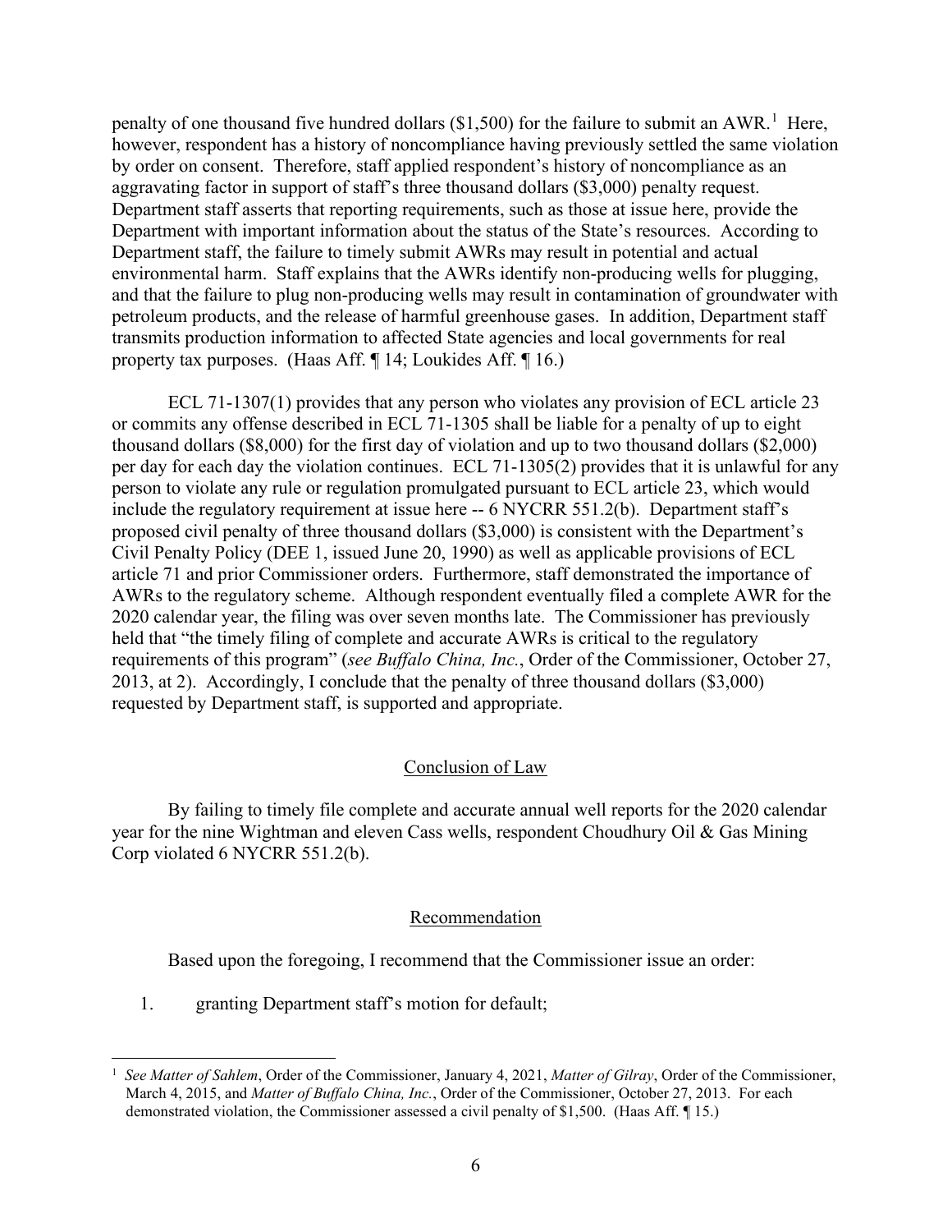penalty of one thousand five hundred dollars ($1,500) for the failure to submit an AWR.[1] Here, however, respondent has a history of noncompliance having previously settled the same violation by order on consent. Therefore, staff applied respondent's history of noncompliance as an aggravating factor in support of staff's three thousand dollars ($3,000) penalty request. Department staff asserts that reporting requirements, such as those at issue here, provide the Department with important information about the status of the State's resources. According to Department staff, the failure to timely submit AWRs may result in potential and actual environmental harm. Staff explains that the AWRs identify non-producing wells for plugging, and that the failure to plug non-producing wells may result in contamination of groundwater with petroleum products, and the release of harmful greenhouse gases. In addition, Department staff transmits production information to affected State agencies and local governments for real property tax purposes. (Haas Aff. ¶ 14; Loukides Aff. ¶ 16.)

ECL 71-1307(1) provides that any person who violates any provision of ECL article 23 or commits any offense described in ECL 71-1305 shall be liable for a penalty of up to eight thousand dollars ($8,000) for the first day of violation and up to two thousand dollars ($2,000) per day for each day the violation continues. ECL 71-1305(2) provides that it is unlawful for any person to violate any rule or regulation promulgated pursuant to ECL article 23, which would include the regulatory requirement at issue here -- 6 NYCRR 551.2(b). Department staff's proposed civil penalty of three thousand dollars ($3,000) is consistent with the Department's Civil Penalty Policy (DEE 1, issued June 20, 1990) as well as applicable provisions of ECL article 71 and prior Commissioner orders. Furthermore, staff demonstrated the importance of AWRs to the regulatory scheme. Although respondent eventually filed a complete AWR for the 2020 calendar year, the filing was over seven months late. The Commissioner has previously held that "the timely filing of complete and accurate AWRs is critical to the regulatory requirements of this program" (*see Buffalo China, Inc.*, Order of the Commissioner, October 27, 2013, at 2). Accordingly, I conclude that the penalty of three thousand dollars ($3,000) requested by Department staff, is supported and appropriate.

## Conclusion of Law

By failing to timely file complete and accurate annual well reports for the 2020 calendar year for the nine Wightman and eleven Cass wells, respondent Choudhury Oil & Gas Mining Corp violated 6 NYCRR 551.2(b).

## Recommendation

Based upon the foregoing, I recommend that the Commissioner issue an order:

1. granting Department staff's motion for default;

[1] *See Matter of Sahlem*, Order of the Commissioner, January 4, 2021, *Matter of Gilray*, Order of the Commissioner, March 4, 2015, and *Matter of Buffalo China, Inc.*, Order of the Commissioner, October 27, 2013. For each demonstrated violation, the Commissioner assessed a civil penalty of $1,500. (Haas Aff. ¶ 15.)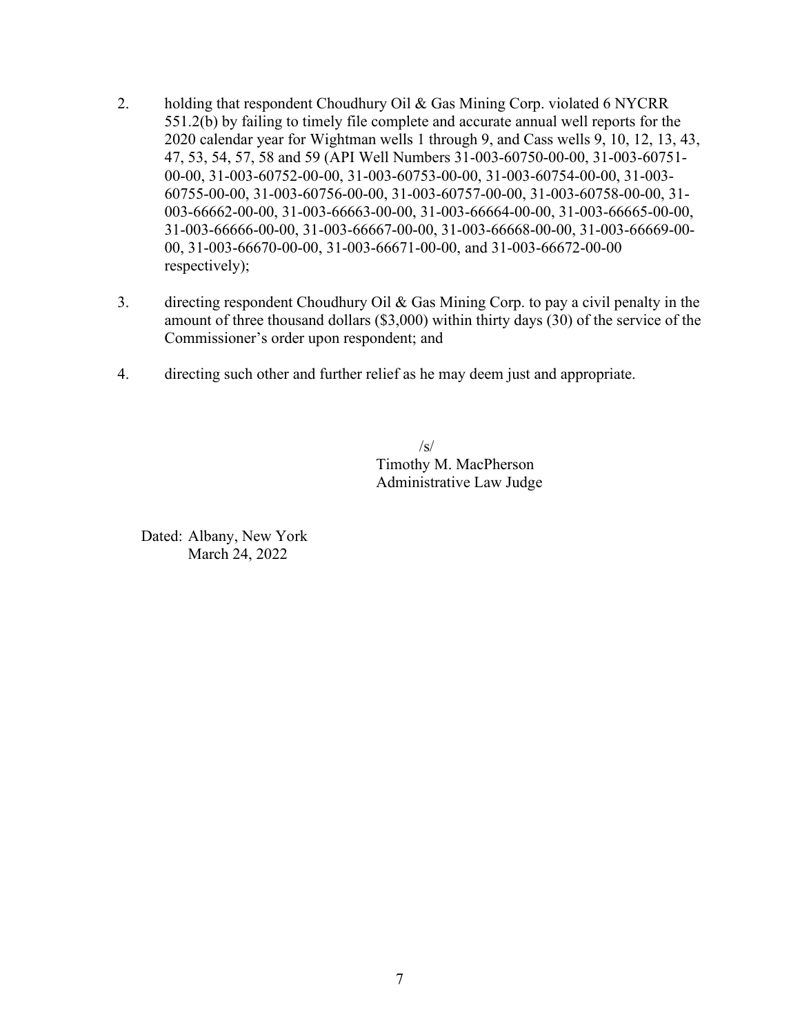2. holding that respondent Choudhury Oil & Gas Mining Corp. violated 6 NYCRR 551.2(b) by failing to timely file complete and accurate annual well reports for the 2020 calendar year for Wightman wells 1 through 9, and Cass wells 9, 10, 12, 13, 43, 47, 53, 54, 57, 58 and 59 (API Well Numbers 31-003-60750-00-00, 31-003-60751-00-00, 31-003-60752-00-00, 31-003-60753-00-00, 31-003-60754-00-00, 31-003-60755-00-00, 31-003-60756-00-00, 31-003-60757-00-00, 31-003-60758-00-00, 31-003-66662-00-00, 31-003-66663-00-00, 31-003-66664-00-00, 31-003-66665-00-00, 31-003-66666-00-00, 31-003-66667-00-00, 31-003-66668-00-00, 31-003-66669-00-00, 31-003-66670-00-00, 31-003-66671-00-00, and 31-003-66672-00-00 respectively);

3. directing respondent Choudhury Oil & Gas Mining Corp. to pay a civil penalty in the amount of three thousand dollars ($3,000) within thirty days (30) of the service of the Commissioner's order upon respondent; and

4. directing such other and further relief as he may deem just and appropriate.

/s/
Timothy M. MacPherson
Administrative Law Judge

Dated: Albany, New York
March 24, 2022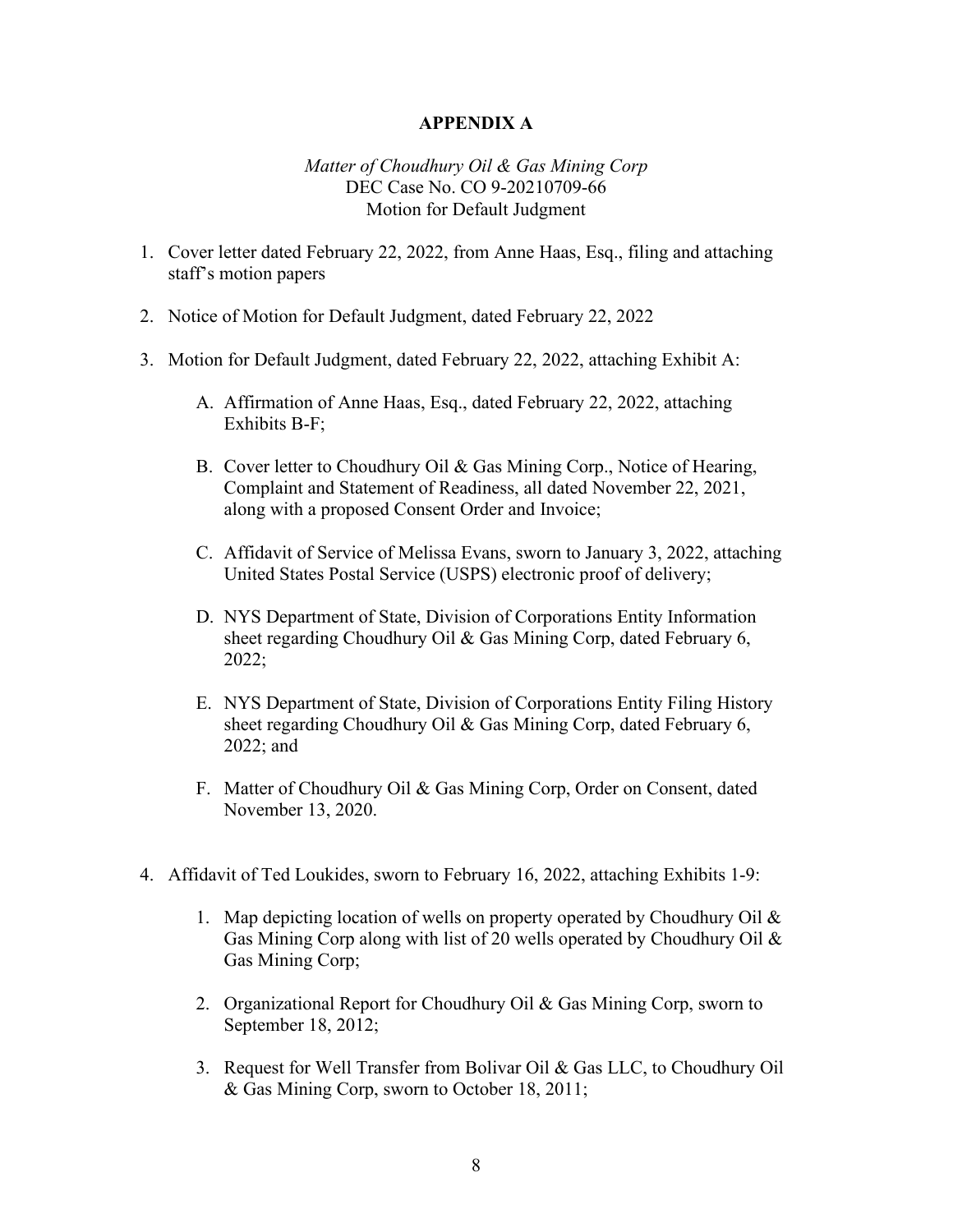**APPENDIX A**

*Matter of Choudhury Oil & Gas Mining Corp*
DEC Case No. CO 9-20210709-66
Motion for Default Judgment

1. Cover letter dated February 22, 2022, from Anne Haas, Esq., filing and attaching staff's motion papers

2. Notice of Motion for Default Judgment, dated February 22, 2022

3. Motion for Default Judgment, dated February 22, 2022, attaching Exhibit A:

   A. Affirmation of Anne Haas, Esq., dated February 22, 2022, attaching Exhibits B-F;

   B. Cover letter to Choudhury Oil & Gas Mining Corp., Notice of Hearing, Complaint and Statement of Readiness, all dated November 22, 2021, along with a proposed Consent Order and Invoice;

   C. Affidavit of Service of Melissa Evans, sworn to January 3, 2022, attaching United States Postal Service (USPS) electronic proof of delivery;

   D. NYS Department of State, Division of Corporations Entity Information sheet regarding Choudhury Oil & Gas Mining Corp, dated February 6, 2022;

   E. NYS Department of State, Division of Corporations Entity Filing History sheet regarding Choudhury Oil & Gas Mining Corp, dated February 6, 2022; and

   F. Matter of Choudhury Oil & Gas Mining Corp, Order on Consent, dated November 13, 2020.

4. Affidavit of Ted Loukides, sworn to February 16, 2022, attaching Exhibits 1-9:

   1. Map depicting location of wells on property operated by Choudhury Oil & Gas Mining Corp along with list of 20 wells operated by Choudhury Oil & Gas Mining Corp;

   2. Organizational Report for Choudhury Oil & Gas Mining Corp, sworn to September 18, 2012;

   3. Request for Well Transfer from Bolivar Oil & Gas LLC, to Choudhury Oil & Gas Mining Corp, sworn to October 18, 2011;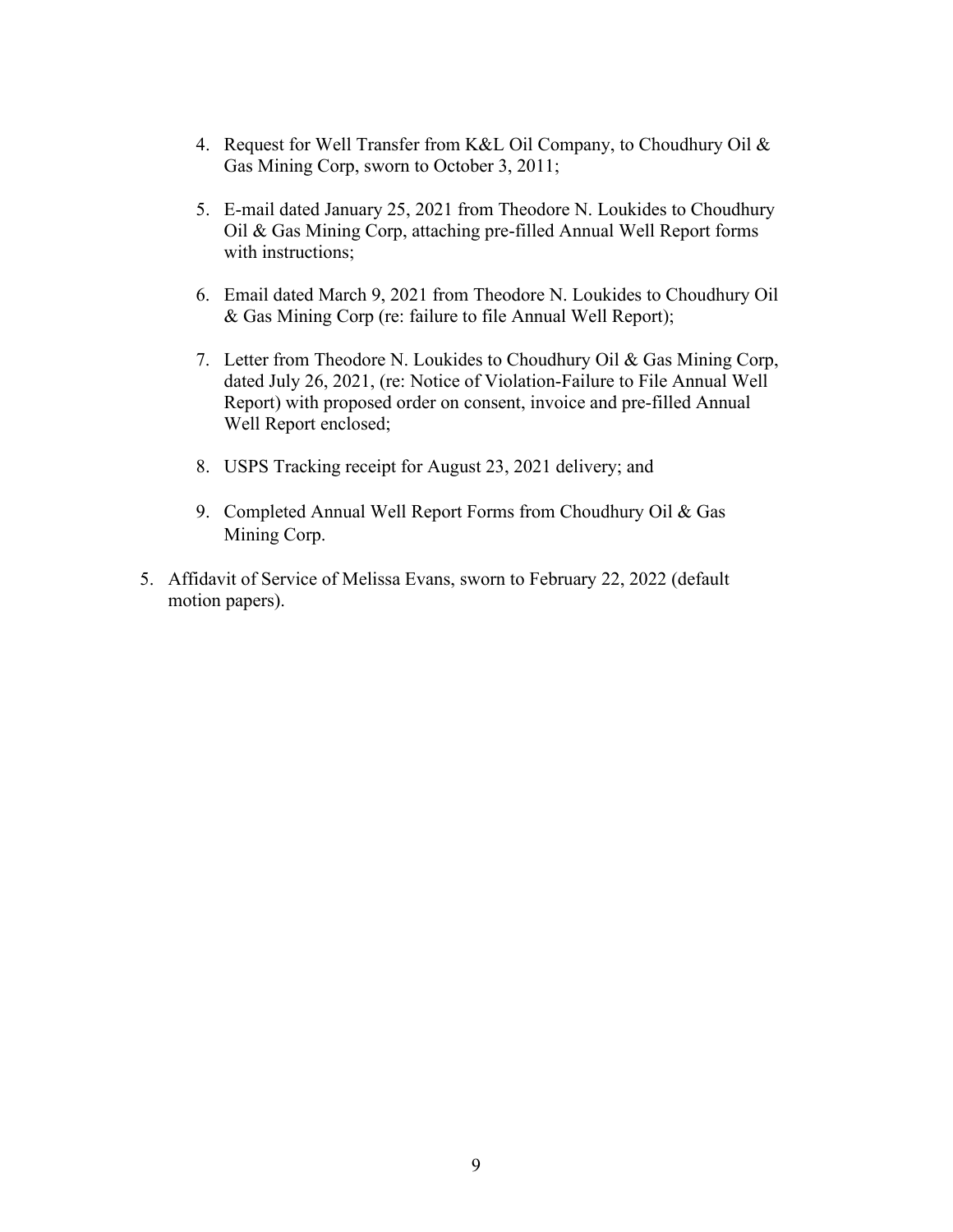4. Request for Well Transfer from K&L Oil Company, to Choudhury Oil & Gas Mining Corp, sworn to October 3, 2011;

5. E-mail dated January 25, 2021 from Theodore N. Loukides to Choudhury Oil & Gas Mining Corp, attaching pre-filled Annual Well Report forms with instructions;

6. Email dated March 9, 2021 from Theodore N. Loukides to Choudhury Oil & Gas Mining Corp (re: failure to file Annual Well Report);

7. Letter from Theodore N. Loukides to Choudhury Oil & Gas Mining Corp, dated July 26, 2021, (re: Notice of Violation-Failure to File Annual Well Report) with proposed order on consent, invoice and pre-filled Annual Well Report enclosed;

8. USPS Tracking receipt for August 23, 2021 delivery; and

9. Completed Annual Well Report Forms from Choudhury Oil & Gas Mining Corp.

5. Affidavit of Service of Melissa Evans, sworn to February 22, 2022 (default motion papers).